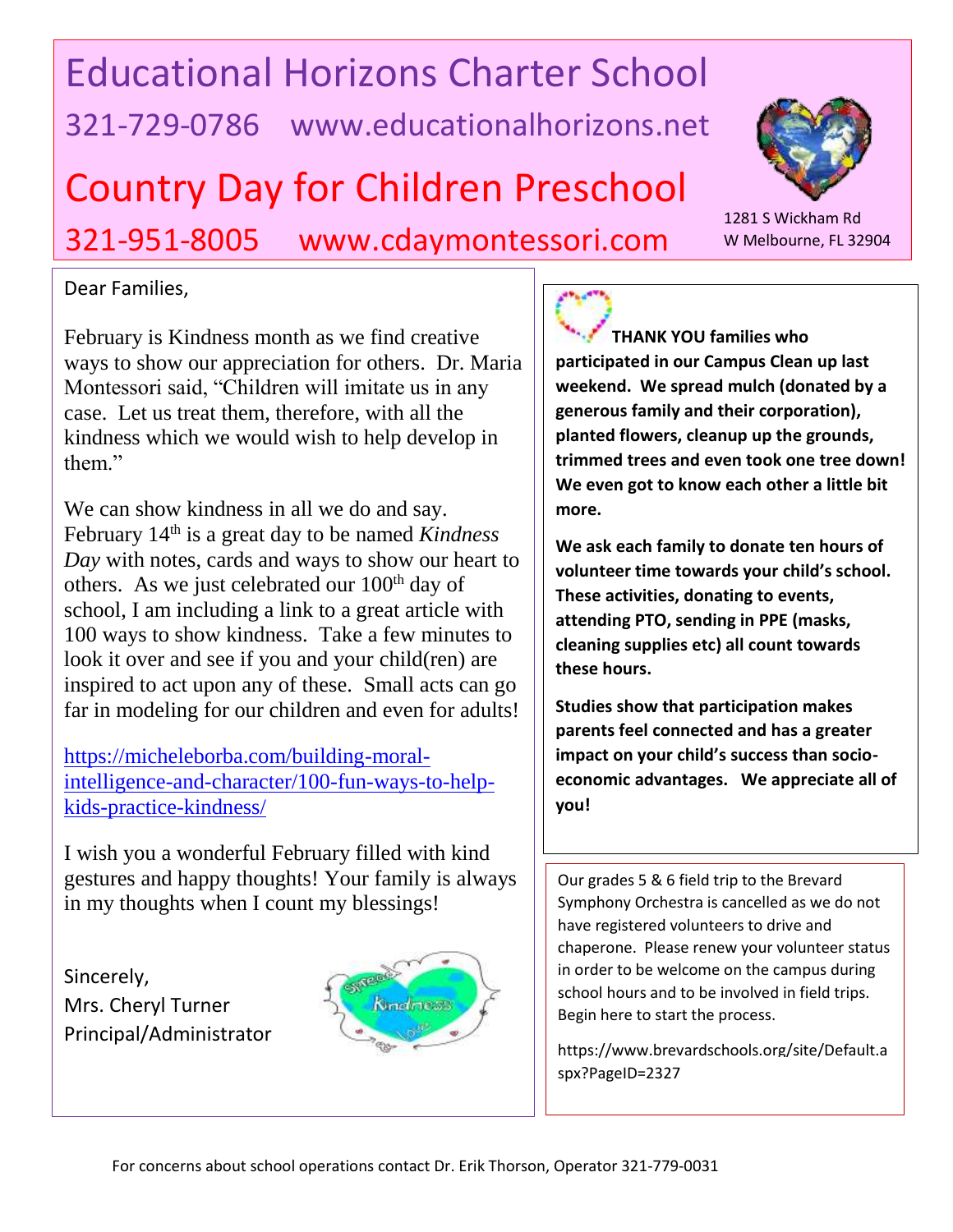# Educational Horizons Charter School

321-729-0786 www.educationalhorizons.net

# Country Day for Children Preschool

321-951-8005 www.cdaymontessori.com

1281 S Wickham Rd
W Melbourne, FL 32904

Dear Families,

February is Kindness month as we find creative ways to show our appreciation for others. Dr. Maria Montessori said, "Children will imitate us in any case. Let us treat them, therefore, with all the kindness which we would wish to help develop in them."

We can show kindness in all we do and say. February 14th is a great day to be named *Kindness Day* with notes, cards and ways to show our heart to others. As we just celebrated our 100th day of school, I am including a link to a great article with 100 ways to show kindness. Take a few minutes to look it over and see if you and your child(ren) are inspired to act upon any of these. Small acts can go far in modeling for our children and even for adults!

https://micheleborba.com/building-moral-intelligence-and-character/100-fun-ways-to-help-kids-practice-kindness/

I wish you a wonderful February filled with kind gestures and happy thoughts! Your family is always in my thoughts when I count my blessings!

Sincerely,
Mrs. Cheryl Turner
Principal/Administrator

**THANK YOU families who participated in our Campus Clean up last weekend. We spread mulch (donated by a generous family and their corporation), planted flowers, cleanup up the grounds, trimmed trees and even took one tree down! We even got to know each other a little bit more.**

**We ask each family to donate ten hours of volunteer time towards your child's school. These activities, donating to events, attending PTO, sending in PPE (masks, cleaning supplies etc) all count towards these hours.**

**Studies show that participation makes parents feel connected and has a greater impact on your child's success than socio-economic advantages. We appreciate all of you!**

Our grades 5 & 6 field trip to the Brevard Symphony Orchestra is cancelled as we do not have registered volunteers to drive and chaperone. Please renew your volunteer status in order to be welcome on the campus during school hours and to be involved in field trips. Begin here to start the process.

https://www.brevardschools.org/site/Default.aspx?PageID=2327

For concerns about school operations contact Dr. Erik Thorson, Operator 321-779-0031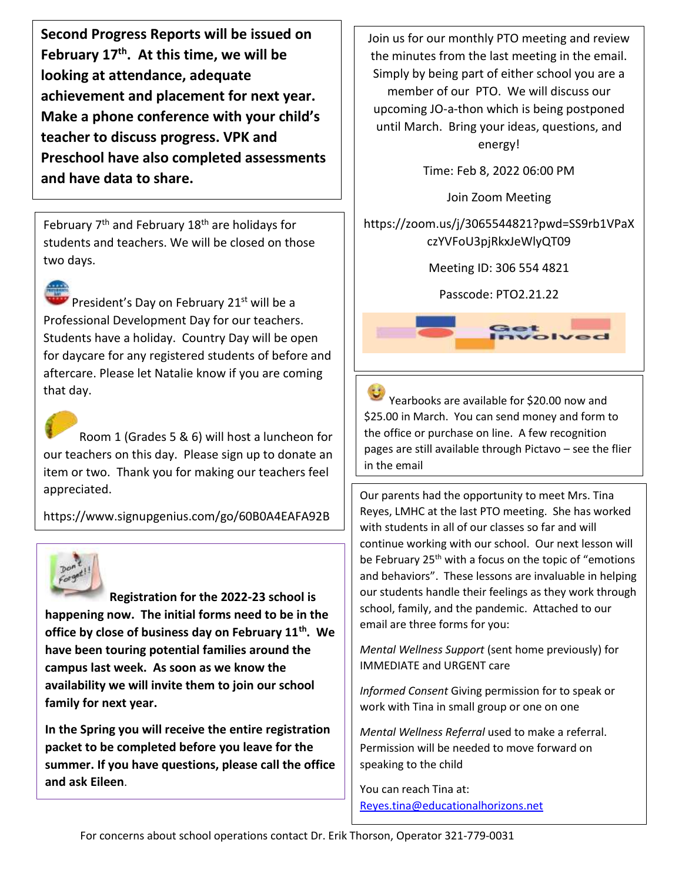**Second Progress Reports will be issued on February 17th. At this time, we will be looking at attendance, adequate achievement and placement for next year. Make a phone conference with your child's teacher to discuss progress. VPK and Preschool have also completed assessments and have data to share.**

February 7th and February 18th are holidays for students and teachers. We will be closed on those two days.

President's Day on February 21st will be a Professional Development Day for our teachers. Students have a holiday. Country Day will be open for daycare for any registered students of before and aftercare. Please let Natalie know if you are coming that day.

Room 1 (Grades 5 & 6) will host a luncheon for our teachers on this day. Please sign up to donate an item or two. Thank you for making our teachers feel appreciated.

https://www.signupgenius.com/go/60B0A4EAFA92B

**Registration for the 2022-23 school is happening now. The initial forms need to be in the office by close of business day on February 11th. We have been touring potential families around the campus last week. As soon as we know the availability we will invite them to join our school family for next year.**

**In the Spring you will receive the entire registration packet to be completed before you leave for the summer. If you have questions, please call the office and ask Eileen.**

Join us for our monthly PTO meeting and review the minutes from the last meeting in the email. Simply by being part of either school you are a member of our PTO. We will discuss our upcoming JO-a-thon which is being postponed until March. Bring your ideas, questions, and energy!

Time: Feb 8, 2022 06:00 PM

Join Zoom Meeting

https://zoom.us/j/3065544821?pwd=SS9rb1VPaXczYVFoU3pjRkxJeWlyQT09

Meeting ID: 306 554 4821

Passcode: PTO2.21.22

Get Involved

Yearbooks are available for $20.00 now and $25.00 in March. You can send money and form to the office or purchase on line. A few recognition pages are still available through Pictavo – see the flier in the email

Our parents had the opportunity to meet Mrs. Tina Reyes, LMHC at the last PTO meeting. She has worked with students in all of our classes so far and will continue working with our school. Our next lesson will be February 25th with a focus on the topic of "emotions and behaviors". These lessons are invaluable in helping our students handle their feelings as they work through school, family, and the pandemic. Attached to our email are three forms for you:

*Mental Wellness Support* (sent home previously) for IMMEDIATE and URGENT care

*Informed Consent* Giving permission for to speak or work with Tina in small group or one on one

*Mental Wellness Referral* used to make a referral. Permission will be needed to move forward on speaking to the child

You can reach Tina at:
Reyes.tina@educationalhorizons.net

For concerns about school operations contact Dr. Erik Thorson, Operator 321-779-0031